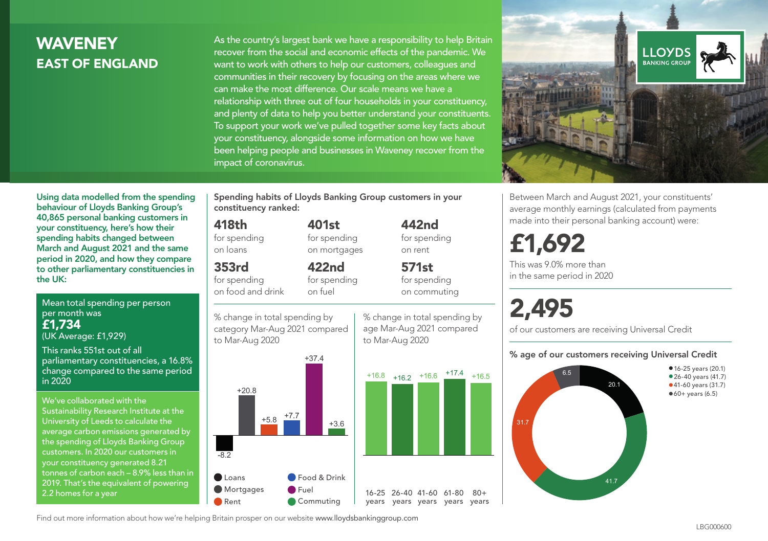# WAVENEY
## EAST OF ENGLAND

As the country's largest bank we have a responsibility to help Britain recover from the social and economic effects of the pandemic. We want to work with others to help our customers, colleagues and communities in their recovery by focusing on the areas where we can make the most difference. Our scale means we have a relationship with three out of four households in your constituency, and plenty of data to help you better understand your constituents. To support your work we've pulled together some key facts about your constituency, alongside some information on how we have been helping people and businesses in Waveney recover from the impact of coronavirus.

LLOYDS BANKING GROUP

**Using data modelled from the spending behaviour of Lloyds Banking Group's 40,865 personal banking customers in your constituency, here's how their spending habits changed between March and August 2021 and the same period in 2020, and how they compare to other parliamentary constituencies in the UK:**

Mean total spending per person per month was
**£1,734**
(UK Average: £1,929)

This ranks 551st out of all parliamentary constituencies, a 16.8% change compared to the same period in 2020

We've collaborated with the Sustainability Research Institute at the University of Leeds to calculate the average carbon emissions generated by the spending of Lloyds Banking Group customers. In 2020 our customers in your constituency generated 8.21 tonnes of carbon each – 8.9% less than in 2019. That's the equivalent of powering 2.2 homes for a year

**Spending habits of Lloyds Banking Group customers in your constituency ranked:**

- **418th** for spending on loans
- **401st** for spending on mortgages
- **442nd** for spending on rent
- **353rd** for spending on food and drink
- **422nd** for spending on fuel
- **571st** for spending on commuting

% change in total spending by category Mar-Aug 2021 compared to Mar-Aug 2020

| Category | % change |
|---|---|
| Loans | -8.2 |
| Mortgages | +20.8 |
| Rent | +5.8 |
| Food & Drink | +7.7 |
| Fuel | +37.4 |
| Commuting | +3.6 |

% change in total spending by age Mar-Aug 2021 compared to Mar-Aug 2020

| Age | % change |
|---|---|
| 16-25 years | +16.8 |
| 26-40 years | +16.2 |
| 41-60 years | +16.6 |
| 61-80 years | +17.4 |
| 80+ years | +16.5 |

Between March and August 2021, your constituents' average monthly earnings (calculated from payments made into their personal banking account) were:

**£1,692**

This was 9.0% more than in the same period in 2020

**2,495**

of our customers are receiving Universal Credit

**% age of our customers receiving Universal Credit**

| Age | % |
|---|---|
| 16-25 years | 20.1 |
| 26-40 years | 41.7 |
| 41-60 years | 31.7 |
| 60+ years | 6.5 |

Find out more information about how we're helping Britain prosper on our website www.lloydsbankinggroup.com

LBG000600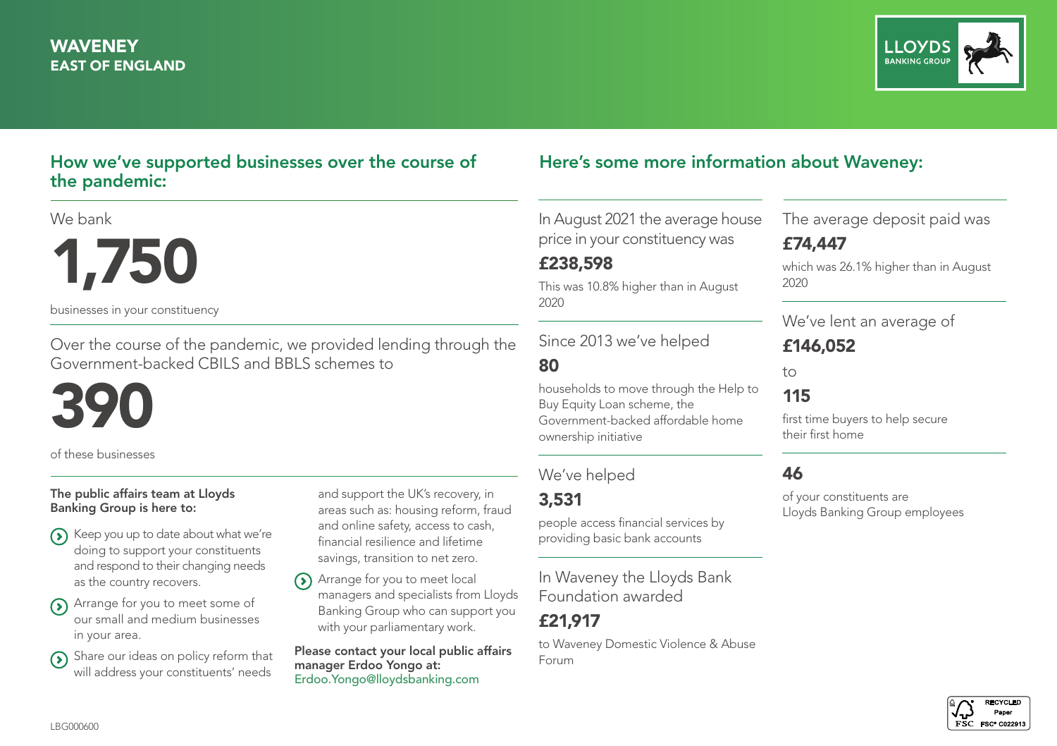**WAVENEY**
**EAST OF ENGLAND**

LLOYDS BANKING GROUP

## How we've supported businesses over the course of the pandemic:

We bank

# 1,750

businesses in your constituency

Over the course of the pandemic, we provided lending through the Government-backed CBILS and BBLS schemes to

# 390

of these businesses

**The public affairs team at Lloyds Banking Group is here to:**

- Keep you up to date about what we're doing to support your constituents and respond to their changing needs as the country recovers.
- Arrange for you to meet some of our small and medium businesses in your area.
- Share our ideas on policy reform that will address your constituents' needs and support the UK's recovery, in areas such as: housing reform, fraud and online safety, access to cash, financial resilience and lifetime savings, transition to net zero.
- Arrange for you to meet local managers and specialists from Lloyds Banking Group who can support you with your parliamentary work.

**Please contact your local public affairs manager Erdoo Yongo at:**
Erdoo.Yongo@lloydsbanking.com

## Here's some more information about Waveney:

In August 2021 the average house price in your constituency was

**£238,598**

This was 10.8% higher than in August 2020

Since 2013 we've helped

**80**

households to move through the Help to Buy Equity Loan scheme, the Government-backed affordable home ownership initiative

We've helped

**3,531**

people access financial services by providing basic bank accounts

In Waveney the Lloyds Bank Foundation awarded

**£21,917**

to Waveney Domestic Violence & Abuse Forum

The average deposit paid was

**£74,447**

which was 26.1% higher than in August 2020

We've lent an average of

**£146,052**

to

**115**

first time buyers to help secure their first home

**46**

of your constituents are Lloyds Banking Group employees

LBG000600